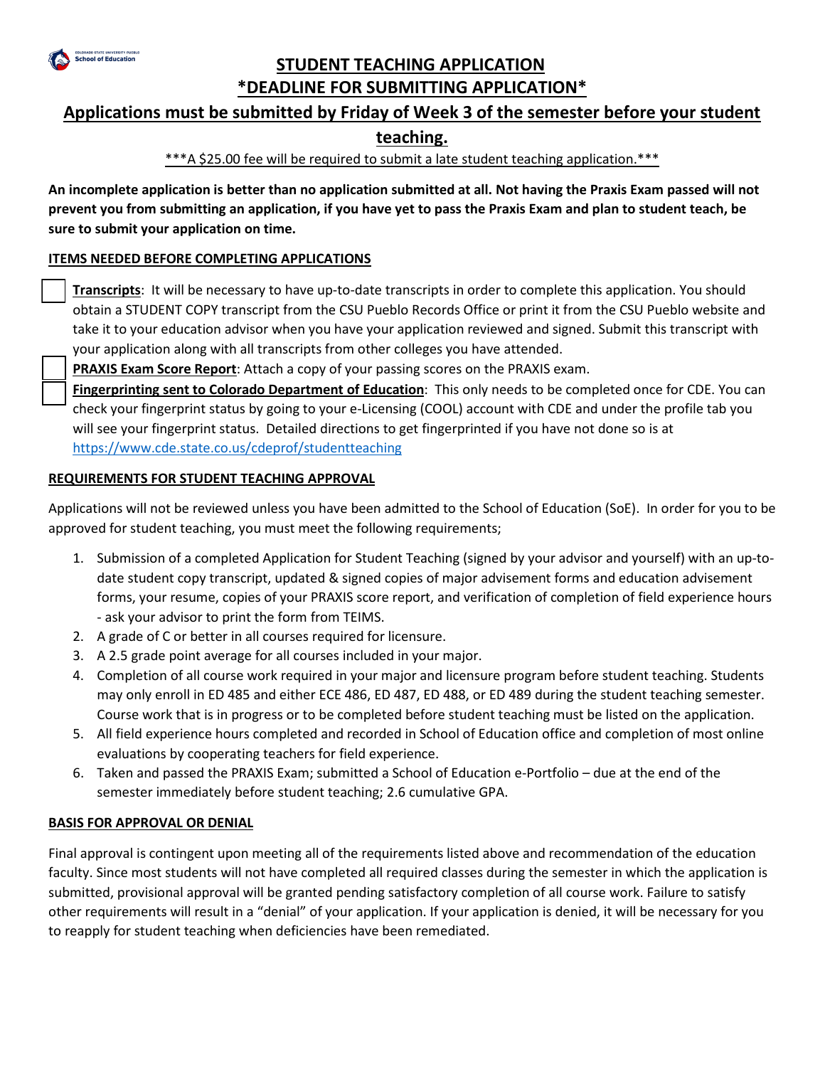# STUDENT TEACHING APPLICATION

## *DEADLINE FOR SUBMITTING APPLICATION*

## Applications must be submitted by Friday of Week 3 of the semester before your student teaching.

***A $25.00 fee will be required to submit a late student teaching application.***

**An incomplete application is better than no application submitted at all. Not having the Praxis Exam passed will not prevent you from submitting an application, if you have yet to pass the Praxis Exam and plan to student teach, be sure to submit your application on time.**

### ITEMS NEEDED BEFORE COMPLETING APPLICATIONS

- [ ] **Transcripts**: It will be necessary to have up-to-date transcripts in order to complete this application. You should obtain a STUDENT COPY transcript from the CSU Pueblo Records Office or print it from the CSU Pueblo website and take it to your education advisor when you have your application reviewed and signed. Submit this transcript with your application along with all transcripts from other colleges you have attended.
- [ ] **PRAXIS Exam Score Report**: Attach a copy of your passing scores on the PRAXIS exam.
- [ ] **Fingerprinting sent to Colorado Department of Education**: This only needs to be completed once for CDE. You can check your fingerprint status by going to your e-Licensing (COOL) account with CDE and under the profile tab you will see your fingerprint status. Detailed directions to get fingerprinted if you have not done so is at https://www.cde.state.co.us/cdeprof/studentteaching

### REQUIREMENTS FOR STUDENT TEACHING APPROVAL

Applications will not be reviewed unless you have been admitted to the School of Education (SoE). In order for you to be approved for student teaching, you must meet the following requirements;

1. Submission of a completed Application for Student Teaching (signed by your advisor and yourself) with an up-to-date student copy transcript, updated & signed copies of major advisement forms and education advisement forms, your resume, copies of your PRAXIS score report, and verification of completion of field experience hours - ask your advisor to print the form from TEIMS.
2. A grade of C or better in all courses required for licensure.
3. A 2.5 grade point average for all courses included in your major.
4. Completion of all course work required in your major and licensure program before student teaching. Students may only enroll in ED 485 and either ECE 486, ED 487, ED 488, or ED 489 during the student teaching semester. Course work that is in progress or to be completed before student teaching must be listed on the application.
5. All field experience hours completed and recorded in School of Education office and completion of most online evaluations by cooperating teachers for field experience.
6. Taken and passed the PRAXIS Exam; submitted a School of Education e-Portfolio – due at the end of the semester immediately before student teaching; 2.6 cumulative GPA.

### BASIS FOR APPROVAL OR DENIAL

Final approval is contingent upon meeting all of the requirements listed above and recommendation of the education faculty. Since most students will not have completed all required classes during the semester in which the application is submitted, provisional approval will be granted pending satisfactory completion of all course work. Failure to satisfy other requirements will result in a "denial" of your application. If your application is denied, it will be necessary for you to reapply for student teaching when deficiencies have been remediated.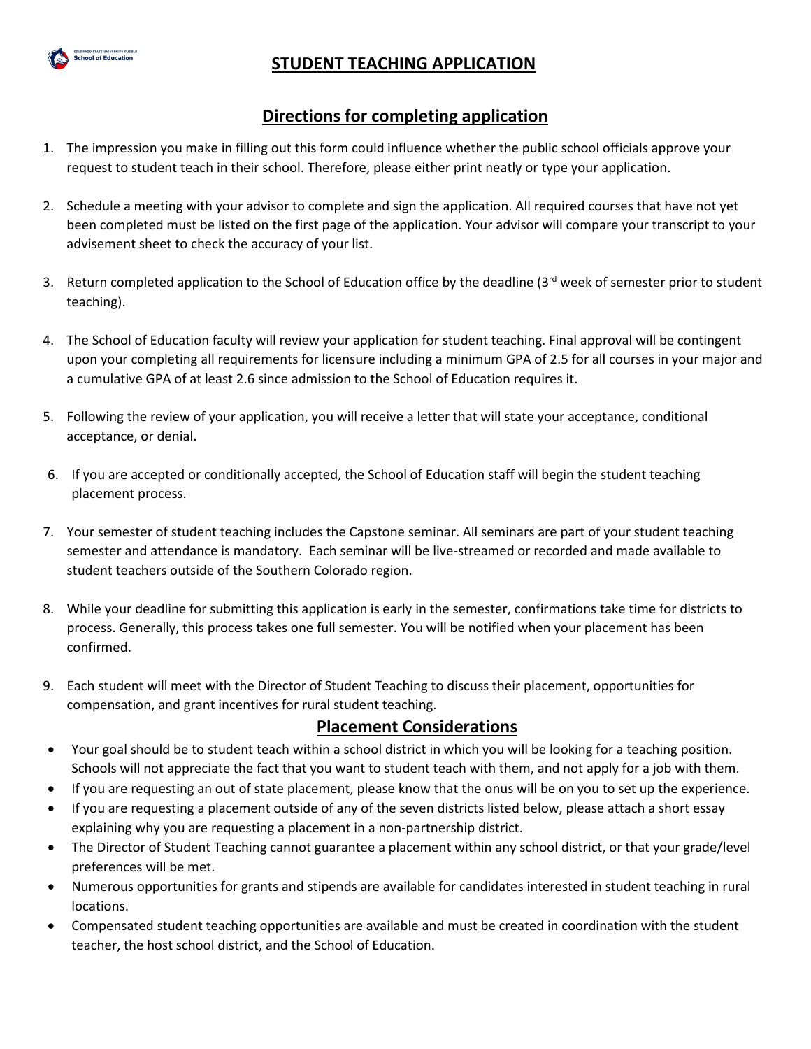# STUDENT TEACHING APPLICATION

## Directions for completing application

1. The impression you make in filling out this form could influence whether the public school officials approve your request to student teach in their school. Therefore, please either print neatly or type your application.

2. Schedule a meeting with your advisor to complete and sign the application. All required courses that have not yet been completed must be listed on the first page of the application. Your advisor will compare your transcript to your advisement sheet to check the accuracy of your list.

3. Return completed application to the School of Education office by the deadline (3rd week of semester prior to student teaching).

4. The School of Education faculty will review your application for student teaching. Final approval will be contingent upon your completing all requirements for licensure including a minimum GPA of 2.5 for all courses in your major and a cumulative GPA of at least 2.6 since admission to the School of Education requires it.

5. Following the review of your application, you will receive a letter that will state your acceptance, conditional acceptance, or denial.

6. If you are accepted or conditionally accepted, the School of Education staff will begin the student teaching placement process.

7. Your semester of student teaching includes the Capstone seminar. All seminars are part of your student teaching semester and attendance is mandatory. Each seminar will be live-streamed or recorded and made available to student teachers outside of the Southern Colorado region.

8. While your deadline for submitting this application is early in the semester, confirmations take time for districts to process. Generally, this process takes one full semester. You will be notified when your placement has been confirmed.

9. Each student will meet with the Director of Student Teaching to discuss their placement, opportunities for compensation, and grant incentives for rural student teaching.

## Placement Considerations

- Your goal should be to student teach within a school district in which you will be looking for a teaching position. Schools will not appreciate the fact that you want to student teach with them, and not apply for a job with them.
- If you are requesting an out of state placement, please know that the onus will be on you to set up the experience.
- If you are requesting a placement outside of any of the seven districts listed below, please attach a short essay explaining why you are requesting a placement in a non-partnership district.
- The Director of Student Teaching cannot guarantee a placement within any school district, or that your grade/level preferences will be met.
- Numerous opportunities for grants and stipends are available for candidates interested in student teaching in rural locations.
- Compensated student teaching opportunities are available and must be created in coordination with the student teacher, the host school district, and the School of Education.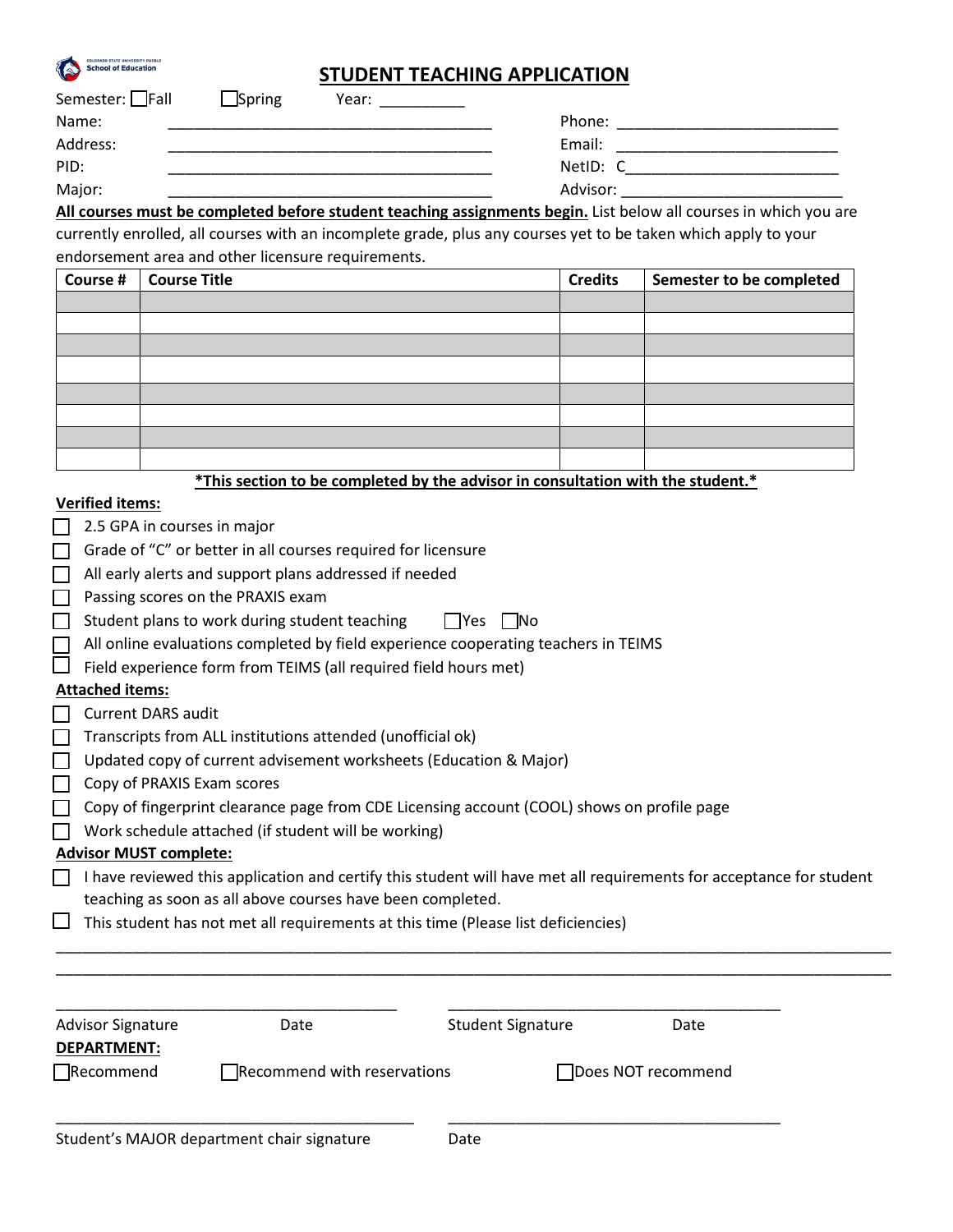Colorado State University Pueblo School of Education

# STUDENT TEACHING APPLICATION

Semester: ☐ Fall ☐ Spring Year: __________

Name: ________________________________________ Phone: ___________________________

Address: ________________________________________ Email: ___________________________

PID: ________________________________________ NetID: C__________________________

Major: ________________________________________ Advisor: ___________________________

**All courses must be completed before student teaching assignments begin.** List below all courses in which you are currently enrolled, all courses with an incomplete grade, plus any courses yet to be taken which apply to your endorsement area and other licensure requirements.

| Course # | Course Title | Credits | Semester to be completed |
|---|---|---|---|
| | | | |
| | | | |
| | | | |
| | | | |
| | | | |
| | | | |
| | | | |
| | | | |

***This section to be completed by the advisor in consultation with the student.***

**Verified items:**

- ☐ 2.5 GPA in courses in major
- ☐ Grade of "C" or better in all courses required for licensure
- ☐ All early alerts and support plans addressed if needed
- ☐ Passing scores on the PRAXIS exam
- ☐ Student plans to work during student teaching ☐ Yes ☐ No
- ☐ All online evaluations completed by field experience cooperating teachers in TEIMS
- ☐ Field experience form from TEIMS (all required field hours met)

**Attached items:**

- ☐ Current DARS audit
- ☐ Transcripts from ALL institutions attended (unofficial ok)
- ☐ Updated copy of current advisement worksheets (Education & Major)
- ☐ Copy of PRAXIS Exam scores
- ☐ Copy of fingerprint clearance page from CDE Licensing account (COOL) shows on profile page
- ☐ Work schedule attached (if student will be working)

**Advisor MUST complete:**

- ☐ I have reviewed this application and certify this student will have met all requirements for acceptance for student teaching as soon as all above courses have been completed.
- ☐ This student has not met all requirements at this time (Please list deficiencies)

_____________________________________________________________________________________________

_____________________________________________________________________________________________

_________________________________________ _________________________________________

Advisor Signature Date Student Signature Date

**DEPARTMENT:**

☐ Recommend ☐ Recommend with reservations ☐ Does NOT recommend

_________________________________________ _________________________________________

Student's MAJOR department chair signature Date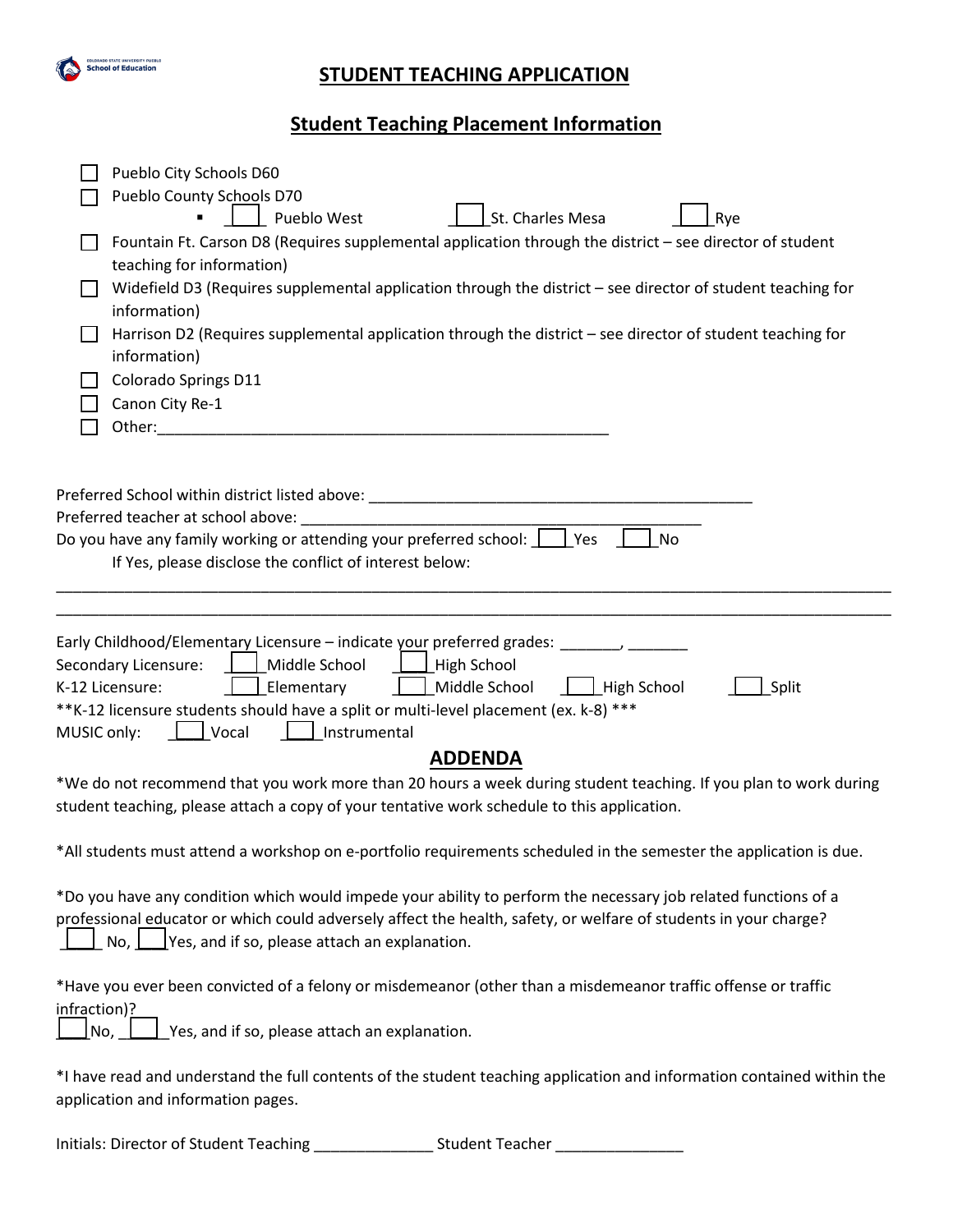# STUDENT TEACHING APPLICATION

## Student Teaching Placement Information

- ☐ Pueblo City Schools D60
- ☐ Pueblo County Schools D70
  - ☐ Pueblo West ☐ St. Charles Mesa ☐ Rye
- ☐ Fountain Ft. Carson D8 (Requires supplemental application through the district – see director of student teaching for information)
- ☐ Widefield D3 (Requires supplemental application through the district – see director of student teaching for information)
- ☐ Harrison D2 (Requires supplemental application through the district – see director of student teaching for information)
- ☐ Colorado Springs D11
- ☐ Canon City Re-1
- ☐ Other:______________________________________________________

Preferred School within district listed above: ______________________________________________

Preferred teacher at school above: _________________________________________________

Do you have any family working or attending your preferred school: ☐ Yes ☐ No

If Yes, please disclose the conflict of interest below:

_____________________________________________________________________________________________

_____________________________________________________________________________________________

Early Childhood/Elementary Licensure – indicate your preferred grades: _______, _______

Secondary Licensure: ☐ Middle School ☐ High School

K-12 Licensure: ☐ Elementary ☐ Middle School ☐ High School ☐ Split

**K-12 licensure students should have a split or multi-level placement (ex. k-8) ***

MUSIC only: ☐ Vocal ☐ Instrumental

## ADDENDA

*We do not recommend that you work more than 20 hours a week during student teaching. If you plan to work during student teaching, please attach a copy of your tentative work schedule to this application.

*All students must attend a workshop on e-portfolio requirements scheduled in the semester the application is due.

*Do you have any condition which would impede your ability to perform the necessary job related functions of a professional educator or which could adversely affect the health, safety, or welfare of students in your charge?
☐ No, ☐ Yes, and if so, please attach an explanation.

*Have you ever been convicted of a felony or misdemeanor (other than a misdemeanor traffic offense or traffic infraction)?
☐ No, ☐ Yes, and if so, please attach an explanation.

*I have read and understand the full contents of the student teaching application and information contained within the application and information pages.

Initials: Director of Student Teaching ______________ Student Teacher _______________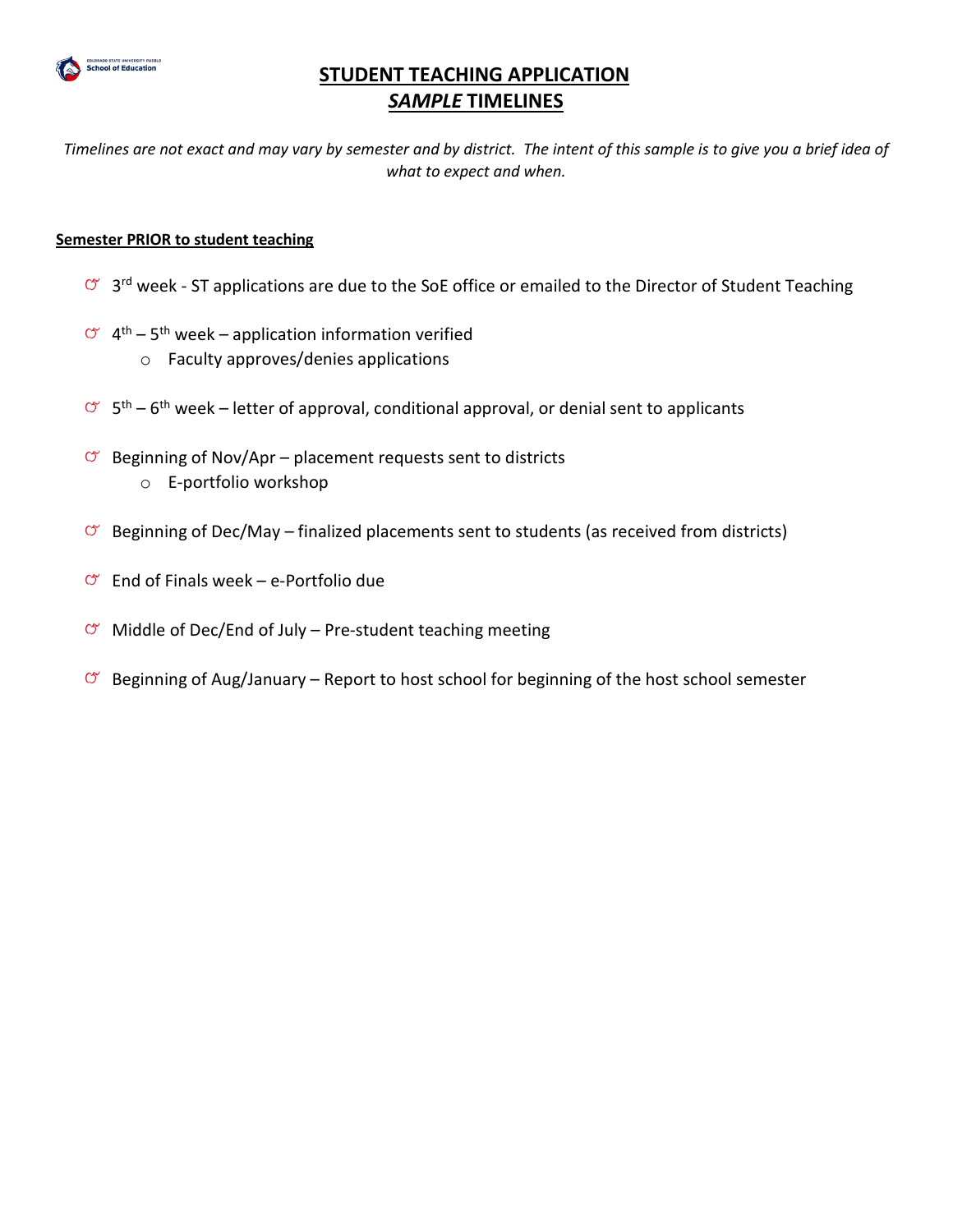# STUDENT TEACHING APPLICATION
## *SAMPLE* TIMELINES

*Timelines are not exact and may vary by semester and by district. The intent of this sample is to give you a brief idea of what to expect and when.*

**Semester PRIOR to student teaching**

- 3rd week - ST applications are due to the SoE office or emailed to the Director of Student Teaching
- 4th – 5th week – application information verified
  - Faculty approves/denies applications
- 5th – 6th week – letter of approval, conditional approval, or denial sent to applicants
- Beginning of Nov/Apr – placement requests sent to districts
  - E-portfolio workshop
- Beginning of Dec/May – finalized placements sent to students (as received from districts)
- End of Finals week – e-Portfolio due
- Middle of Dec/End of July – Pre-student teaching meeting
- Beginning of Aug/January – Report to host school for beginning of the host school semester